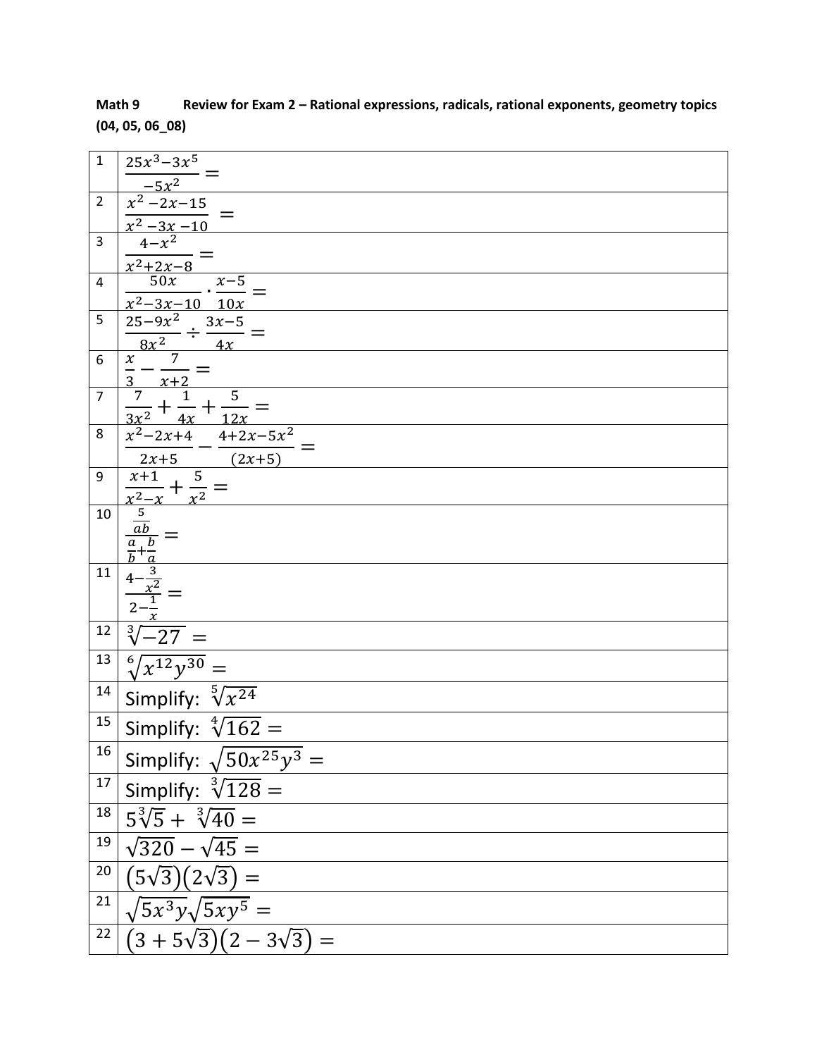**Math 9 Review for Exam 2 – Rational expressions, radicals, rational exponents, geometry topics (04, 05, 06_08)**

| | |
|---|---|
| 1 | $\frac{25x^3-3x^5}{-5x^2} =$ |
| 2 | $\frac{x^2-2x-15}{x^2-3x-10} =$ |
| 3 | $\frac{4-x^2}{x^2+2x-8} =$ |
| 4 | $\frac{50x}{x^2-3x-10} \cdot \frac{x-5}{10x} =$ |
| 5 | $\frac{25-9x^2}{8x^2} \div \frac{3x-5}{4x} =$ |
| 6 | $\frac{x}{3} - \frac{7}{x+2} =$ |
| 7 | $\frac{7}{3x^2} + \frac{1}{4x} + \frac{5}{12x} =$ |
| 8 | $\frac{x^2-2x+4}{2x+5} - \frac{4+2x-5x^2}{(2x+5)} =$ |
| 9 | $\frac{x+1}{x^2-x} + \frac{5}{x^2} =$ |
| 10 | $\frac{\frac{5}{ab}}{\frac{a}{b}+\frac{b}{a}} =$ |
| 11 | $\frac{4-\frac{3}{x^2}}{2-\frac{1}{x}} =$ |
| 12 | $\sqrt[3]{-27} =$ |
| 13 | $\sqrt[6]{x^{12}y^{30}} =$ |
| 14 | Simplify: $\sqrt[5]{x^{24}}$ |
| 15 | Simplify: $\sqrt[4]{162} =$ |
| 16 | Simplify: $\sqrt{50x^{25}y^3} =$ |
| 17 | Simplify: $\sqrt[3]{128} =$ |
| 18 | $5\sqrt[3]{5} + \sqrt[3]{40} =$ |
| 19 | $\sqrt{320} - \sqrt{45} =$ |
| 20 | $(5\sqrt{3})(2\sqrt{3}) =$ |
| 21 | $\sqrt{5x^3y}\sqrt{5xy^5} =$ |
| 22 | $(3+5\sqrt{3})(2-3\sqrt{3}) =$ |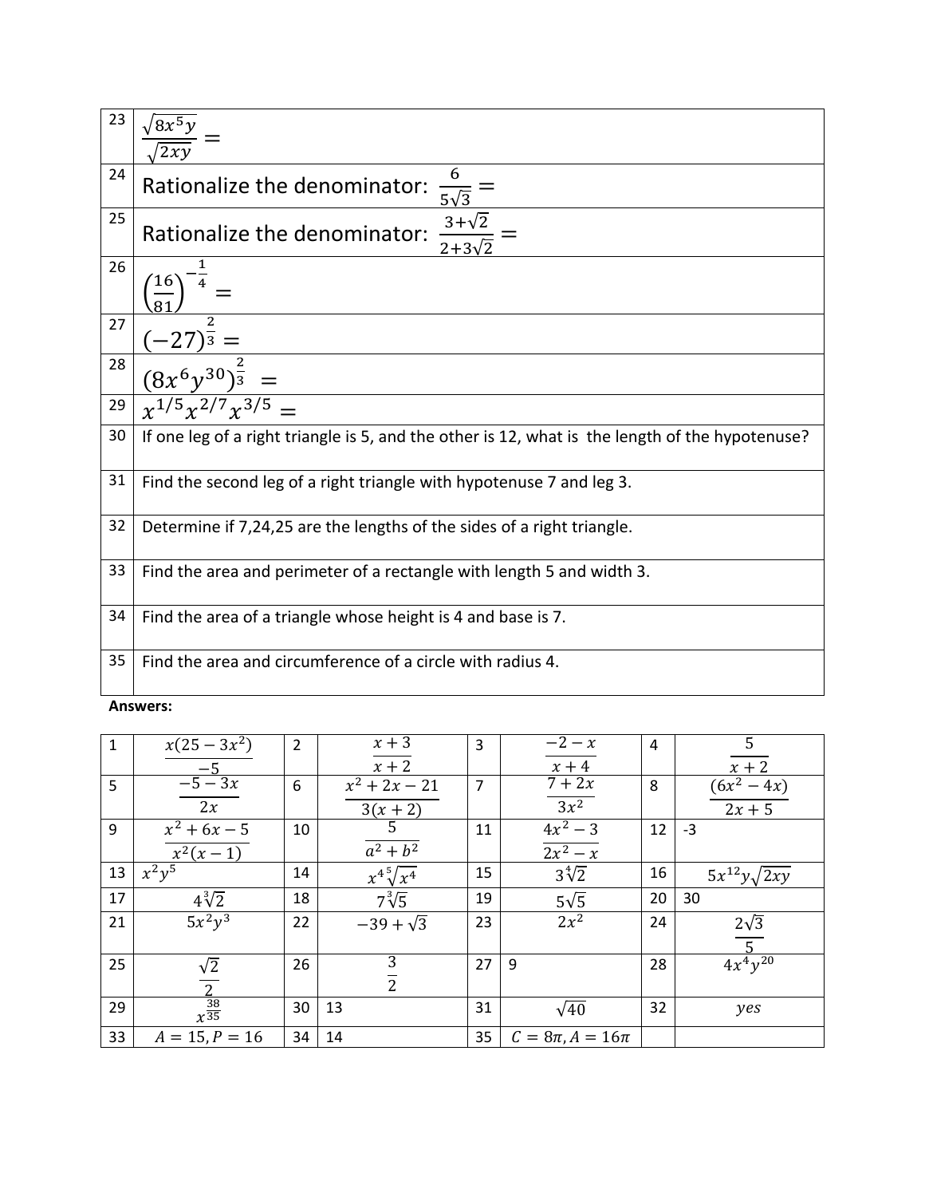| | |
|---|---|
| 23 | $\dfrac{\sqrt{8x^5y}}{\sqrt{2xy}} =$ |
| 24 | Rationalize the denominator: $\dfrac{6}{5\sqrt{3}} =$ |
| 25 | Rationalize the denominator: $\dfrac{3+\sqrt{2}}{2+3\sqrt{2}} =$ |
| 26 | $\left(\dfrac{16}{81}\right)^{-\frac{1}{4}} =$ |
| 27 | $(-27)^{\frac{2}{3}} =$ |
| 28 | $(8x^6y^{30})^{\frac{2}{3}} =$ |
| 29 | $x^{1/5}x^{2/7}x^{3/5} =$ |
| 30 | If one leg of a right triangle is 5, and the other is 12, what is the length of the hypotenuse? |
| 31 | Find the second leg of a right triangle with hypotenuse 7 and leg 3. |
| 32 | Determine if 7,24,25 are the lengths of the sides of a right triangle. |
| 33 | Find the area and perimeter of a rectangle with length 5 and width 3. |
| 34 | Find the area of a triangle whose height is 4 and base is 7. |
| 35 | Find the area and circumference of a circle with radius 4. |

**Answers:**

| | | | | | | | |
|---|---|---|---|---|---|---|---|
| 1 | $\dfrac{x(25-3x^2)}{-5}$ | 2 | $\dfrac{x+3}{x+2}$ | 3 | $\dfrac{-2-x}{x+4}$ | 4 | $\dfrac{5}{x+2}$ |
| 5 | $\dfrac{-5-3x}{2x}$ | 6 | $\dfrac{x^2+2x-21}{3(x+2)}$ | 7 | $\dfrac{7+2x}{3x^2}$ | 8 | $\dfrac{(6x^2-4x)}{2x+5}$ |
| 9 | $\dfrac{x^2+6x-5}{x^2(x-1)}$ | 10 | $\dfrac{5}{a^2+b^2}$ | 11 | $\dfrac{4x^2-3}{2x^2-x}$ | 12 | -3 |
| 13 | $x^2y^5$ | 14 | $x^4\sqrt[5]{x^4}$ | 15 | $3\sqrt[4]{2}$ | 16 | $5x^{12}y\sqrt{2xy}$ |
| 17 | $4\sqrt[3]{2}$ | 18 | $7\sqrt[3]{5}$ | 19 | $5\sqrt{5}$ | 20 | 30 |
| 21 | $5x^2y^3$ | 22 | $-39+\sqrt{3}$ | 23 | $2x^2$ | 24 | $\dfrac{2\sqrt{3}}{5}$ |
| 25 | $\dfrac{\sqrt{2}}{2}$ | 26 | $\dfrac{3}{2}$ | 27 | 9 | 28 | $4x^4y^{20}$ |
| 29 | $x^{\frac{38}{35}}$ | 30 | 13 | 31 | $\sqrt{40}$ | 32 | *yes* |
| 33 | $A = 15, P = 16$ | 34 | 14 | 35 | $C = 8\pi, A = 16\pi$ | | |